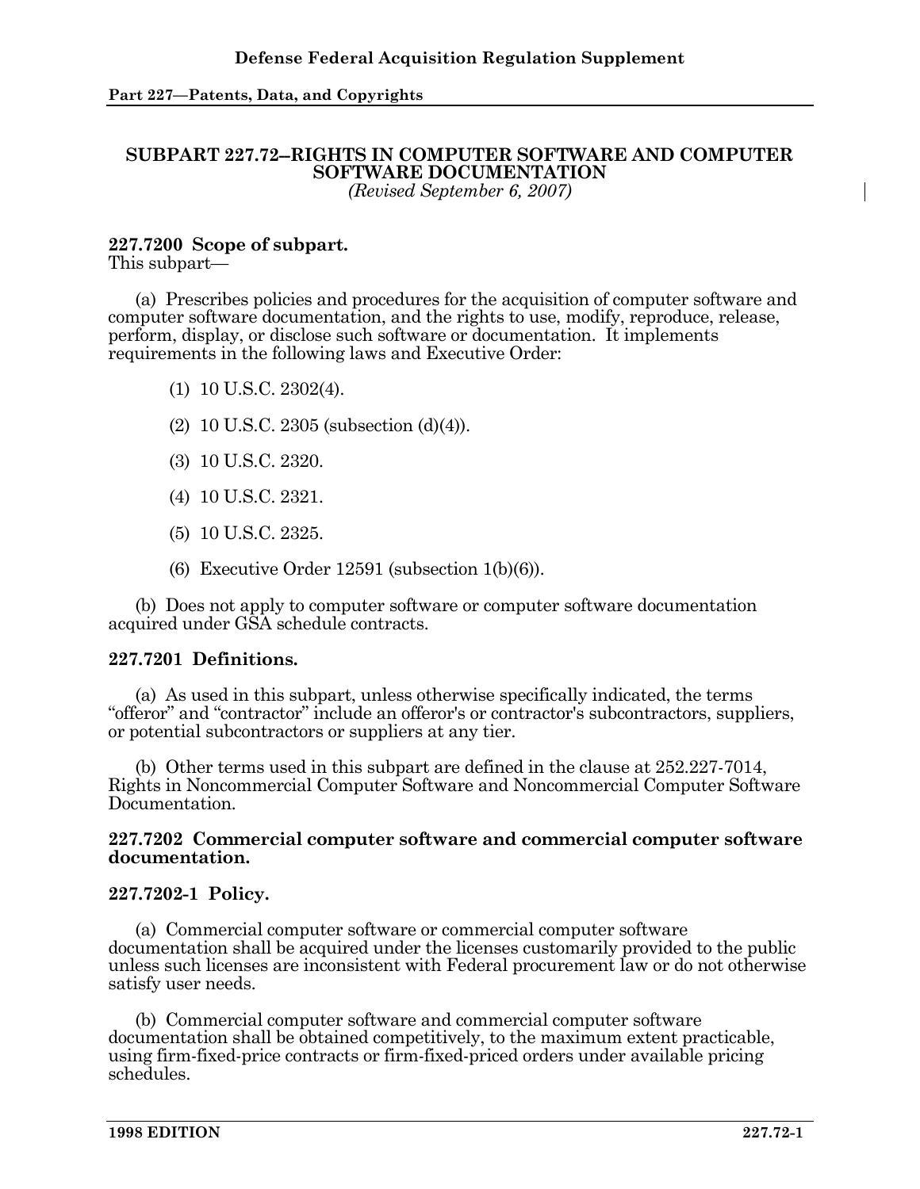## SUBPART 227.72--RIGHTS IN COMPUTER SOFTWARE AND COMPUTER SOFTWARE DOCUMENTATION

*(Revised September 6, 2007)*

### 227.7200 Scope of subpart.

This subpart—

(a) Prescribes policies and procedures for the acquisition of computer software and computer software documentation, and the rights to use, modify, reproduce, release, perform, display, or disclose such software or documentation. It implements requirements in the following laws and Executive Order:

(1) 10 U.S.C. 2302(4).

(2) 10 U.S.C. 2305 (subsection (d)(4)).

(3) 10 U.S.C. 2320.

(4) 10 U.S.C. 2321.

(5) 10 U.S.C. 2325.

(6) Executive Order 12591 (subsection 1(b)(6)).

(b) Does not apply to computer software or computer software documentation acquired under GSA schedule contracts.

### 227.7201 Definitions.

(a) As used in this subpart, unless otherwise specifically indicated, the terms "offeror" and "contractor" include an offeror's or contractor's subcontractors, suppliers, or potential subcontractors or suppliers at any tier.

(b) Other terms used in this subpart are defined in the clause at 252.227-7014, Rights in Noncommercial Computer Software and Noncommercial Computer Software Documentation.

### 227.7202 Commercial computer software and commercial computer software documentation.

### 227.7202-1 Policy.

(a) Commercial computer software or commercial computer software documentation shall be acquired under the licenses customarily provided to the public unless such licenses are inconsistent with Federal procurement law or do not otherwise satisfy user needs.

(b) Commercial computer software and commercial computer software documentation shall be obtained competitively, to the maximum extent practicable, using firm-fixed-price contracts or firm-fixed-priced orders under available pricing schedules.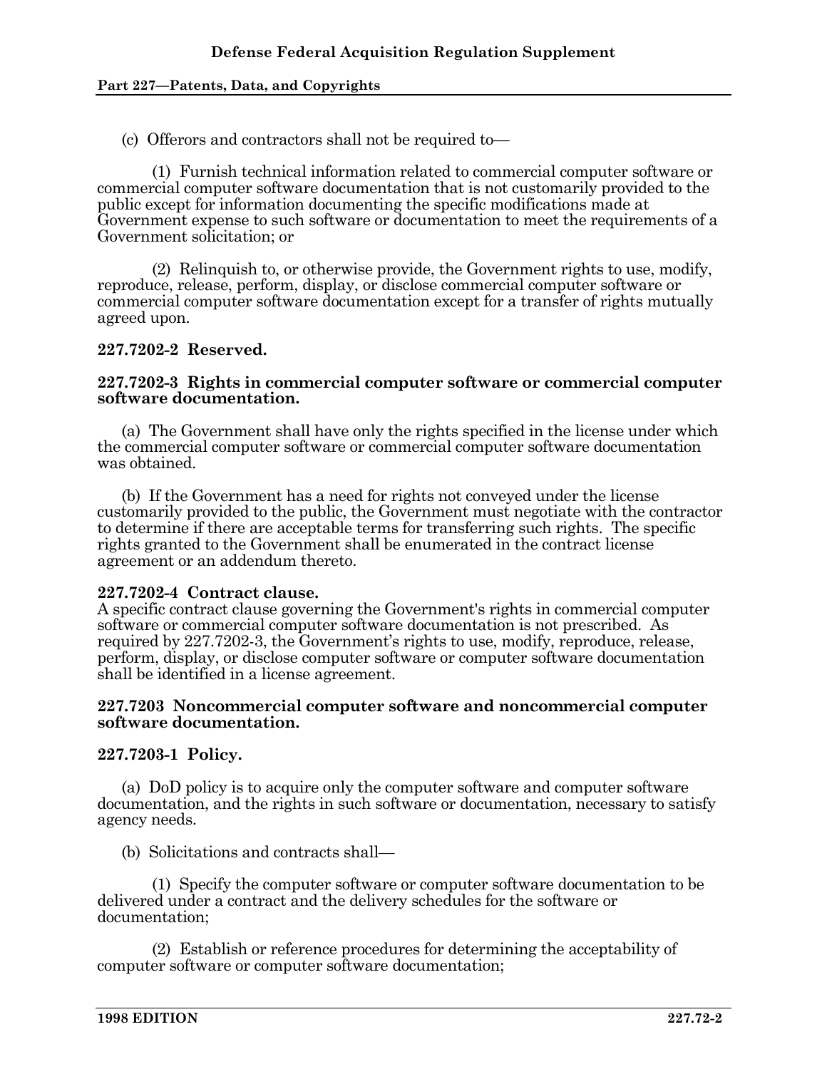(c) Offerors and contractors shall not be required to—

(1) Furnish technical information related to commercial computer software or commercial computer software documentation that is not customarily provided to the public except for information documenting the specific modifications made at Government expense to such software or documentation to meet the requirements of a Government solicitation; or

(2) Relinquish to, or otherwise provide, the Government rights to use, modify, reproduce, release, perform, display, or disclose commercial computer software or commercial computer software documentation except for a transfer of rights mutually agreed upon.

**227.7202-2 Reserved.**

**227.7202-3 Rights in commercial computer software or commercial computer software documentation.**

(a) The Government shall have only the rights specified in the license under which the commercial computer software or commercial computer software documentation was obtained.

(b) If the Government has a need for rights not conveyed under the license customarily provided to the public, the Government must negotiate with the contractor to determine if there are acceptable terms for transferring such rights. The specific rights granted to the Government shall be enumerated in the contract license agreement or an addendum thereto.

**227.7202-4 Contract clause.**

A specific contract clause governing the Government's rights in commercial computer software or commercial computer software documentation is not prescribed. As required by 227.7202-3, the Government's rights to use, modify, reproduce, release, perform, display, or disclose computer software or computer software documentation shall be identified in a license agreement.

**227.7203 Noncommercial computer software and noncommercial computer software documentation.**

**227.7203-1 Policy.**

(a) DoD policy is to acquire only the computer software and computer software documentation, and the rights in such software or documentation, necessary to satisfy agency needs.

(b) Solicitations and contracts shall—

(1) Specify the computer software or computer software documentation to be delivered under a contract and the delivery schedules for the software or documentation;

(2) Establish or reference procedures for determining the acceptability of computer software or computer software documentation;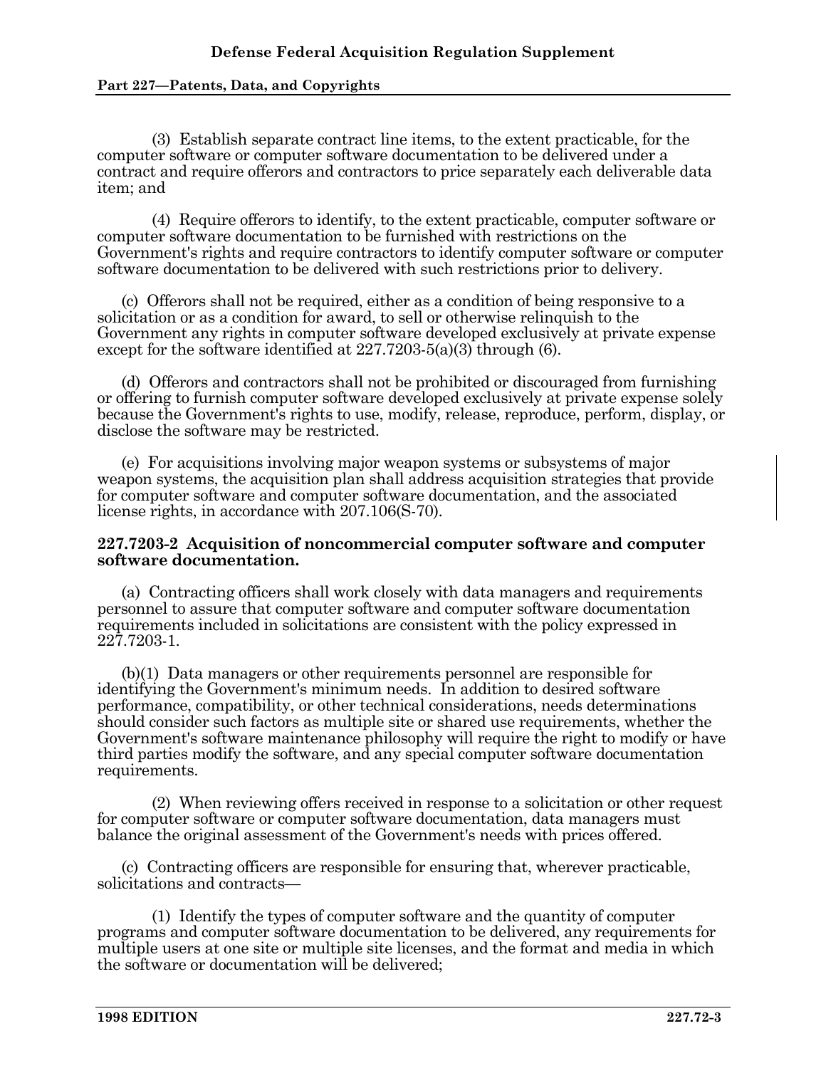(3) Establish separate contract line items, to the extent practicable, for the computer software or computer software documentation to be delivered under a contract and require offerors and contractors to price separately each deliverable data item; and

(4) Require offerors to identify, to the extent practicable, computer software or computer software documentation to be furnished with restrictions on the Government's rights and require contractors to identify computer software or computer software documentation to be delivered with such restrictions prior to delivery.

(c) Offerors shall not be required, either as a condition of being responsive to a solicitation or as a condition for award, to sell or otherwise relinquish to the Government any rights in computer software developed exclusively at private expense except for the software identified at 227.7203-5(a)(3) through (6).

(d) Offerors and contractors shall not be prohibited or discouraged from furnishing or offering to furnish computer software developed exclusively at private expense solely because the Government's rights to use, modify, release, reproduce, perform, display, or disclose the software may be restricted.

(e) For acquisitions involving major weapon systems or subsystems of major weapon systems, the acquisition plan shall address acquisition strategies that provide for computer software and computer software documentation, and the associated license rights, in accordance with 207.106(S-70).

**227.7203-2 Acquisition of noncommercial computer software and computer software documentation.**

(a) Contracting officers shall work closely with data managers and requirements personnel to assure that computer software and computer software documentation requirements included in solicitations are consistent with the policy expressed in 227.7203-1.

(b)(1) Data managers or other requirements personnel are responsible for identifying the Government's minimum needs. In addition to desired software performance, compatibility, or other technical considerations, needs determinations should consider such factors as multiple site or shared use requirements, whether the Government's software maintenance philosophy will require the right to modify or have third parties modify the software, and any special computer software documentation requirements.

(2) When reviewing offers received in response to a solicitation or other request for computer software or computer software documentation, data managers must balance the original assessment of the Government's needs with prices offered.

(c) Contracting officers are responsible for ensuring that, wherever practicable, solicitations and contracts—

(1) Identify the types of computer software and the quantity of computer programs and computer software documentation to be delivered, any requirements for multiple users at one site or multiple site licenses, and the format and media in which the software or documentation will be delivered;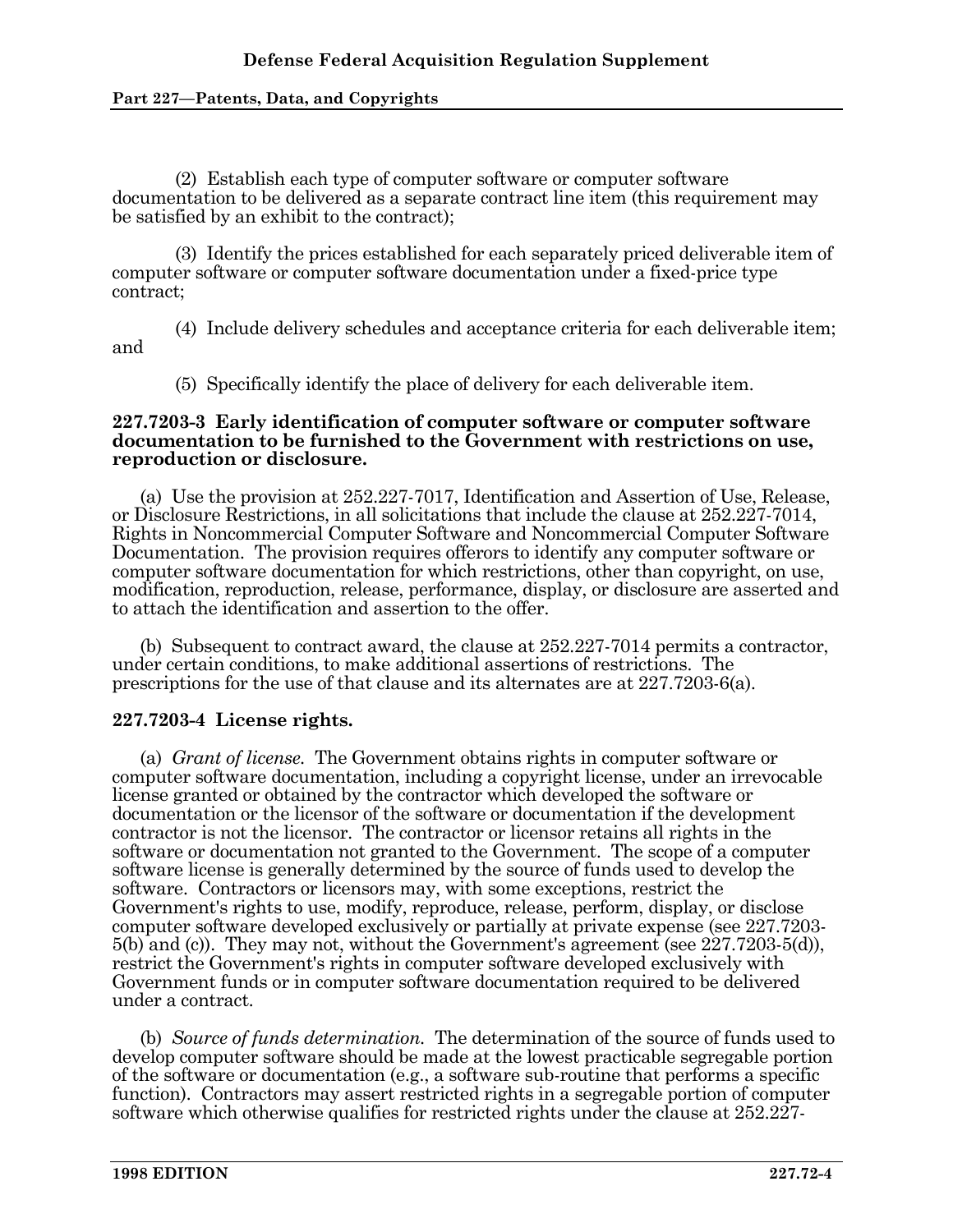(2) Establish each type of computer software or computer software documentation to be delivered as a separate contract line item (this requirement may be satisfied by an exhibit to the contract);

(3) Identify the prices established for each separately priced deliverable item of computer software or computer software documentation under a fixed-price type contract;

(4) Include delivery schedules and acceptance criteria for each deliverable item; and

(5) Specifically identify the place of delivery for each deliverable item.

**227.7203-3 Early identification of computer software or computer software documentation to be furnished to the Government with restrictions on use, reproduction or disclosure.**

(a) Use the provision at 252.227-7017, Identification and Assertion of Use, Release, or Disclosure Restrictions, in all solicitations that include the clause at 252.227-7014, Rights in Noncommercial Computer Software and Noncommercial Computer Software Documentation. The provision requires offerors to identify any computer software or computer software documentation for which restrictions, other than copyright, on use, modification, reproduction, release, performance, display, or disclosure are asserted and to attach the identification and assertion to the offer.

(b) Subsequent to contract award, the clause at 252.227-7014 permits a contractor, under certain conditions, to make additional assertions of restrictions. The prescriptions for the use of that clause and its alternates are at 227.7203-6(a).

**227.7203-4 License rights.**

(a) *Grant of license.* The Government obtains rights in computer software or computer software documentation, including a copyright license, under an irrevocable license granted or obtained by the contractor which developed the software or documentation or the licensor of the software or documentation if the development contractor is not the licensor. The contractor or licensor retains all rights in the software or documentation not granted to the Government. The scope of a computer software license is generally determined by the source of funds used to develop the software. Contractors or licensors may, with some exceptions, restrict the Government's rights to use, modify, reproduce, release, perform, display, or disclose computer software developed exclusively or partially at private expense (see 227.7203-5(b) and (c)). They may not, without the Government's agreement (see 227.7203-5(d)), restrict the Government's rights in computer software developed exclusively with Government funds or in computer software documentation required to be delivered under a contract.

(b) *Source of funds determination.* The determination of the source of funds used to develop computer software should be made at the lowest practicable segregable portion of the software or documentation (e.g., a software sub-routine that performs a specific function). Contractors may assert restricted rights in a segregable portion of computer software which otherwise qualifies for restricted rights under the clause at 252.227-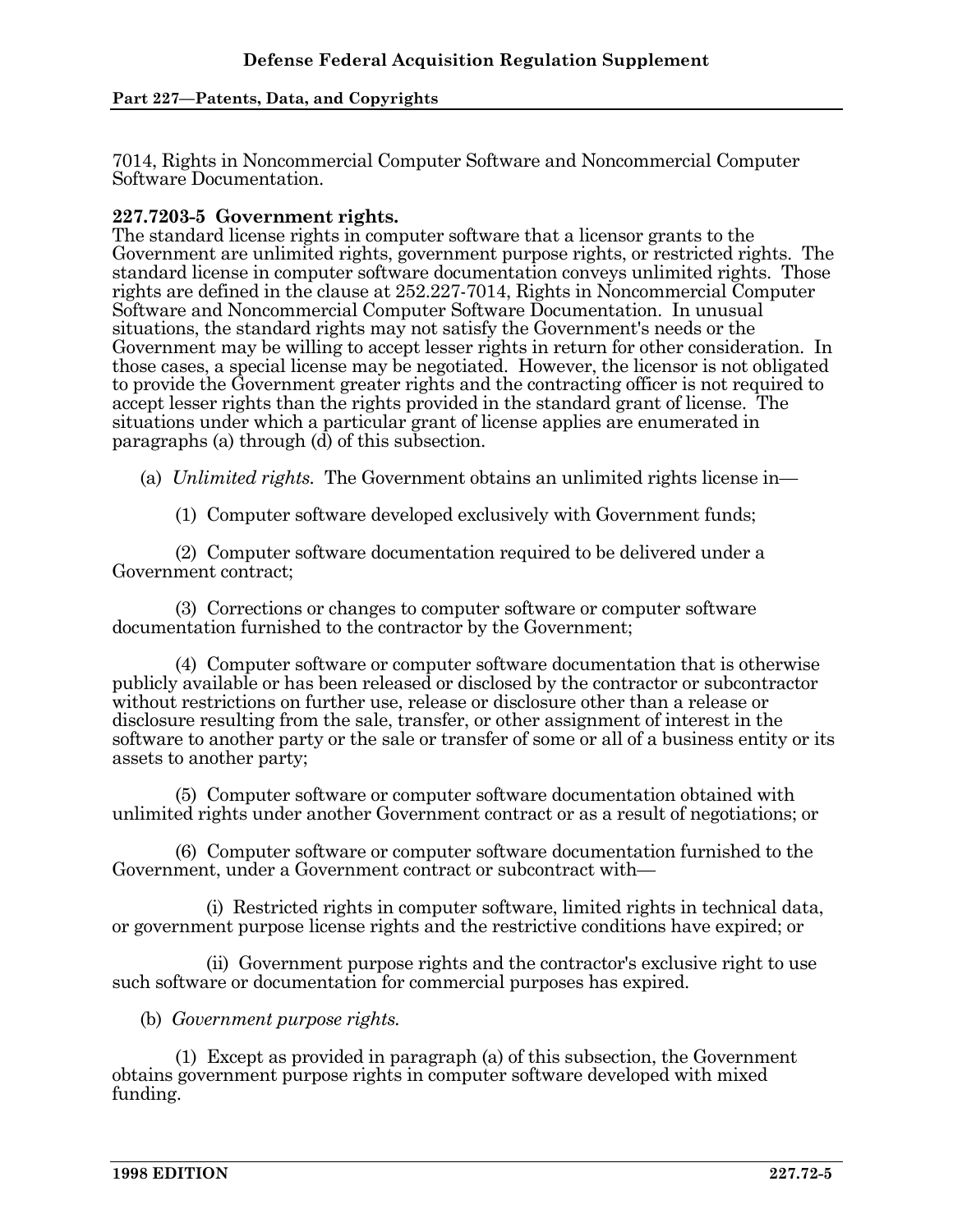7014, Rights in Noncommercial Computer Software and Noncommercial Computer Software Documentation.

**227.7203-5 Government rights.**

The standard license rights in computer software that a licensor grants to the Government are unlimited rights, government purpose rights, or restricted rights. The standard license in computer software documentation conveys unlimited rights. Those rights are defined in the clause at 252.227-7014, Rights in Noncommercial Computer Software and Noncommercial Computer Software Documentation. In unusual situations, the standard rights may not satisfy the Government's needs or the Government may be willing to accept lesser rights in return for other consideration. In those cases, a special license may be negotiated. However, the licensor is not obligated to provide the Government greater rights and the contracting officer is not required to accept lesser rights than the rights provided in the standard grant of license. The situations under which a particular grant of license applies are enumerated in paragraphs (a) through (d) of this subsection.

(a) *Unlimited rights.* The Government obtains an unlimited rights license in—

(1) Computer software developed exclusively with Government funds;

(2) Computer software documentation required to be delivered under a Government contract;

(3) Corrections or changes to computer software or computer software documentation furnished to the contractor by the Government;

(4) Computer software or computer software documentation that is otherwise publicly available or has been released or disclosed by the contractor or subcontractor without restrictions on further use, release or disclosure other than a release or disclosure resulting from the sale, transfer, or other assignment of interest in the software to another party or the sale or transfer of some or all of a business entity or its assets to another party;

(5) Computer software or computer software documentation obtained with unlimited rights under another Government contract or as a result of negotiations; or

(6) Computer software or computer software documentation furnished to the Government, under a Government contract or subcontract with—

(i) Restricted rights in computer software, limited rights in technical data, or government purpose license rights and the restrictive conditions have expired; or

(ii) Government purpose rights and the contractor's exclusive right to use such software or documentation for commercial purposes has expired.

(b) *Government purpose rights.*

(1) Except as provided in paragraph (a) of this subsection, the Government obtains government purpose rights in computer software developed with mixed funding.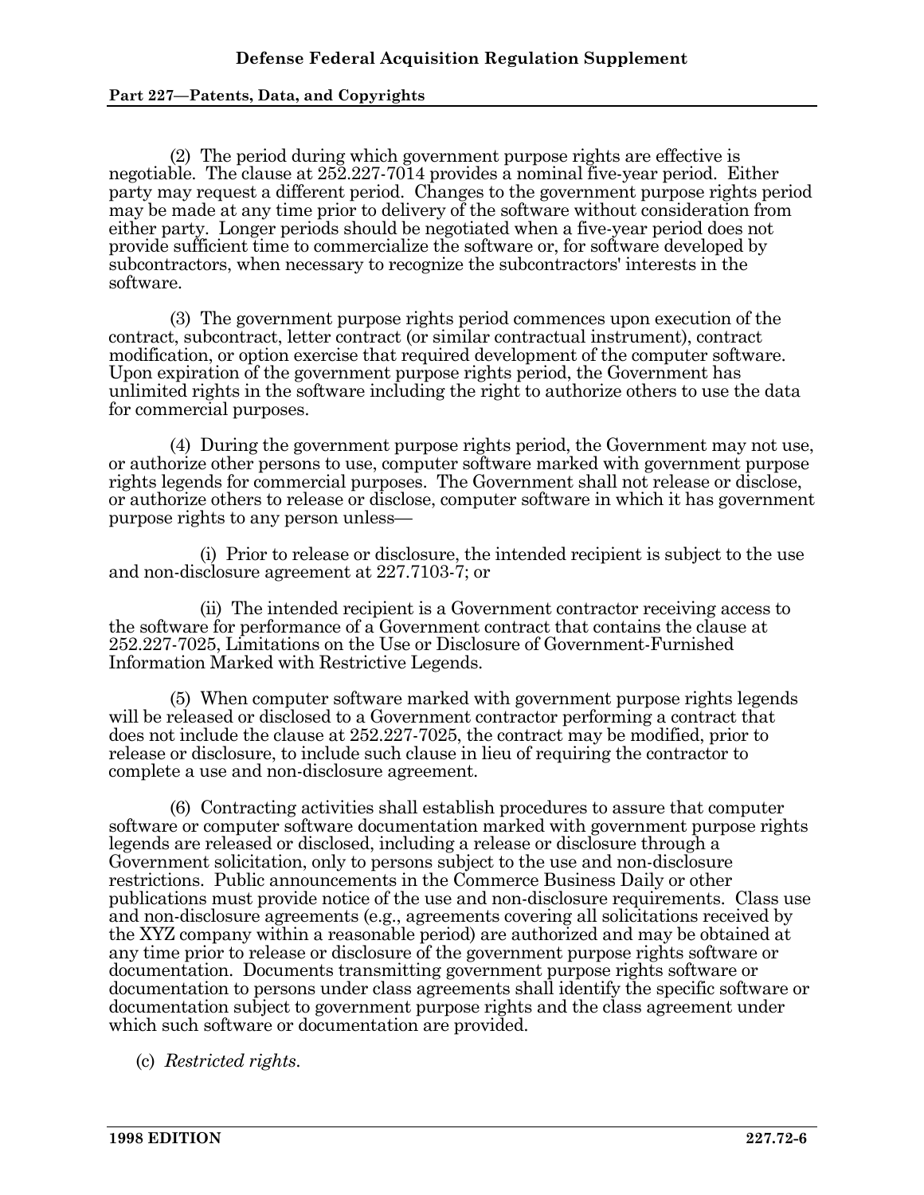(2) The period during which government purpose rights are effective is negotiable. The clause at 252.227-7014 provides a nominal five-year period. Either party may request a different period. Changes to the government purpose rights period may be made at any time prior to delivery of the software without consideration from either party. Longer periods should be negotiated when a five-year period does not provide sufficient time to commercialize the software or, for software developed by subcontractors, when necessary to recognize the subcontractors' interests in the software.

(3) The government purpose rights period commences upon execution of the contract, subcontract, letter contract (or similar contractual instrument), contract modification, or option exercise that required development of the computer software. Upon expiration of the government purpose rights period, the Government has unlimited rights in the software including the right to authorize others to use the data for commercial purposes.

(4) During the government purpose rights period, the Government may not use, or authorize other persons to use, computer software marked with government purpose rights legends for commercial purposes. The Government shall not release or disclose, or authorize others to release or disclose, computer software in which it has government purpose rights to any person unless—

(i) Prior to release or disclosure, the intended recipient is subject to the use and non-disclosure agreement at 227.7103-7; or

(ii) The intended recipient is a Government contractor receiving access to the software for performance of a Government contract that contains the clause at 252.227-7025, Limitations on the Use or Disclosure of Government-Furnished Information Marked with Restrictive Legends.

(5) When computer software marked with government purpose rights legends will be released or disclosed to a Government contractor performing a contract that does not include the clause at 252.227-7025, the contract may be modified, prior to release or disclosure, to include such clause in lieu of requiring the contractor to complete a use and non-disclosure agreement.

(6) Contracting activities shall establish procedures to assure that computer software or computer software documentation marked with government purpose rights legends are released or disclosed, including a release or disclosure through a Government solicitation, only to persons subject to the use and non-disclosure restrictions. Public announcements in the Commerce Business Daily or other publications must provide notice of the use and non-disclosure requirements. Class use and non-disclosure agreements (e.g., agreements covering all solicitations received by the XYZ company within a reasonable period) are authorized and may be obtained at any time prior to release or disclosure of the government purpose rights software or documentation. Documents transmitting government purpose rights software or documentation to persons under class agreements shall identify the specific software or documentation subject to government purpose rights and the class agreement under which such software or documentation are provided.

(c) *Restricted rights*.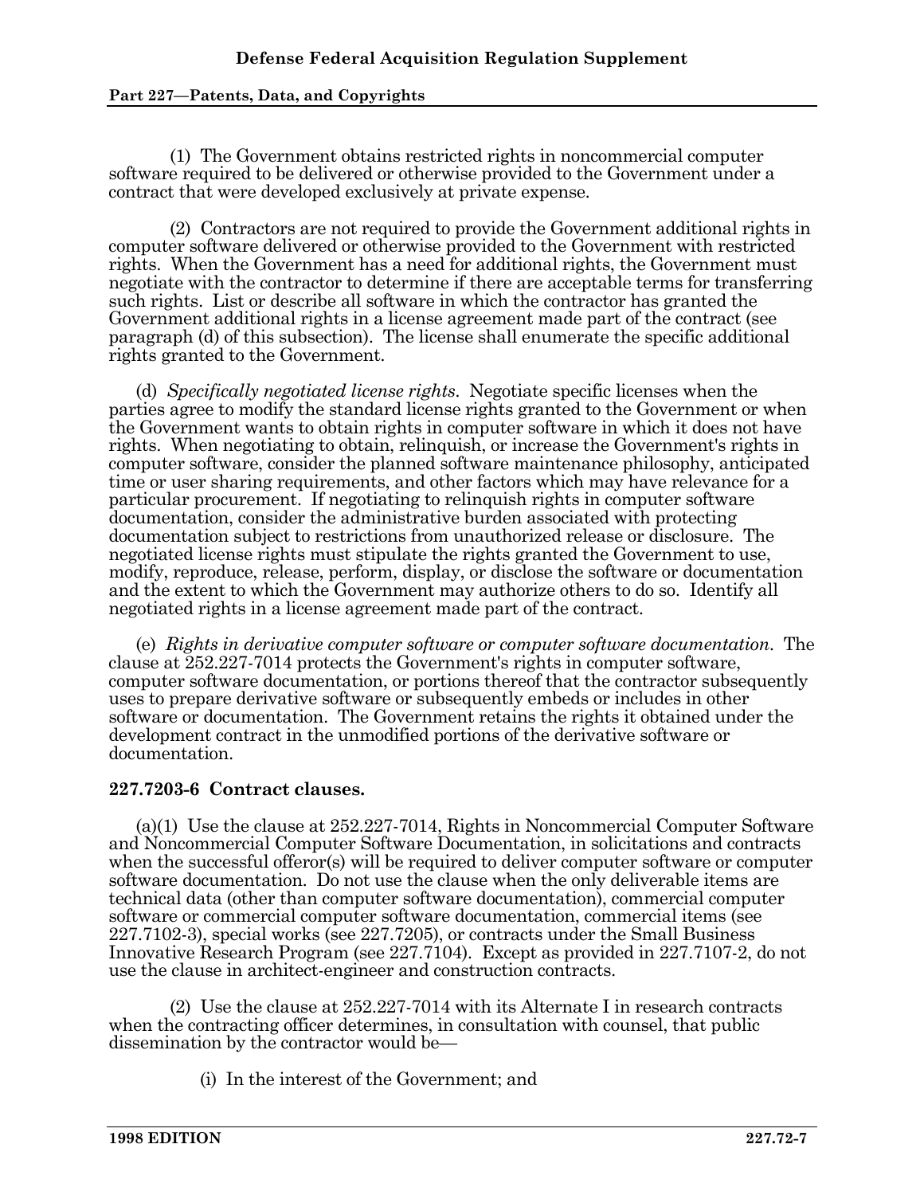(1) The Government obtains restricted rights in noncommercial computer software required to be delivered or otherwise provided to the Government under a contract that were developed exclusively at private expense.

(2) Contractors are not required to provide the Government additional rights in computer software delivered or otherwise provided to the Government with restricted rights. When the Government has a need for additional rights, the Government must negotiate with the contractor to determine if there are acceptable terms for transferring such rights. List or describe all software in which the contractor has granted the Government additional rights in a license agreement made part of the contract (see paragraph (d) of this subsection). The license shall enumerate the specific additional rights granted to the Government.

(d) *Specifically negotiated license rights.* Negotiate specific licenses when the parties agree to modify the standard license rights granted to the Government or when the Government wants to obtain rights in computer software in which it does not have rights. When negotiating to obtain, relinquish, or increase the Government's rights in computer software, consider the planned software maintenance philosophy, anticipated time or user sharing requirements, and other factors which may have relevance for a particular procurement. If negotiating to relinquish rights in computer software documentation, consider the administrative burden associated with protecting documentation subject to restrictions from unauthorized release or disclosure. The negotiated license rights must stipulate the rights granted the Government to use, modify, reproduce, release, perform, display, or disclose the software or documentation and the extent to which the Government may authorize others to do so. Identify all negotiated rights in a license agreement made part of the contract.

(e) *Rights in derivative computer software or computer software documentation.* The clause at 252.227-7014 protects the Government's rights in computer software, computer software documentation, or portions thereof that the contractor subsequently uses to prepare derivative software or subsequently embeds or includes in other software or documentation. The Government retains the rights it obtained under the development contract in the unmodified portions of the derivative software or documentation.

### 227.7203-6 Contract clauses.

(a)(1) Use the clause at 252.227-7014, Rights in Noncommercial Computer Software and Noncommercial Computer Software Documentation, in solicitations and contracts when the successful offeror(s) will be required to deliver computer software or computer software documentation. Do not use the clause when the only deliverable items are technical data (other than computer software documentation), commercial computer software or commercial computer software documentation, commercial items (see 227.7102-3), special works (see 227.7205), or contracts under the Small Business Innovative Research Program (see 227.7104). Except as provided in 227.7107-2, do not use the clause in architect-engineer and construction contracts.

(2) Use the clause at 252.227-7014 with its Alternate I in research contracts when the contracting officer determines, in consultation with counsel, that public dissemination by the contractor would be—

(i) In the interest of the Government; and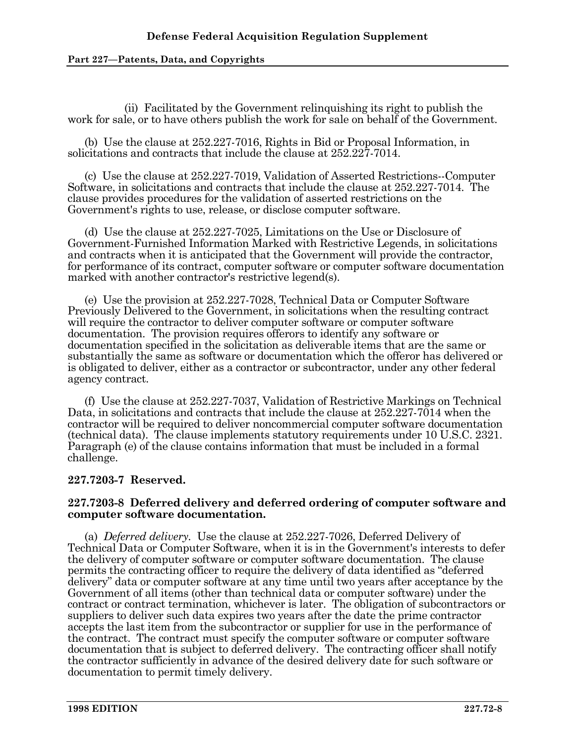(ii) Facilitated by the Government relinquishing its right to publish the work for sale, or to have others publish the work for sale on behalf of the Government.

(b) Use the clause at 252.227-7016, Rights in Bid or Proposal Information, in solicitations and contracts that include the clause at 252.227-7014.

(c) Use the clause at 252.227-7019, Validation of Asserted Restrictions--Computer Software, in solicitations and contracts that include the clause at 252.227-7014. The clause provides procedures for the validation of asserted restrictions on the Government's rights to use, release, or disclose computer software.

(d) Use the clause at 252.227-7025, Limitations on the Use or Disclosure of Government-Furnished Information Marked with Restrictive Legends, in solicitations and contracts when it is anticipated that the Government will provide the contractor, for performance of its contract, computer software or computer software documentation marked with another contractor's restrictive legend(s).

(e) Use the provision at 252.227-7028, Technical Data or Computer Software Previously Delivered to the Government, in solicitations when the resulting contract will require the contractor to deliver computer software or computer software documentation. The provision requires offerors to identify any software or documentation specified in the solicitation as deliverable items that are the same or substantially the same as software or documentation which the offeror has delivered or is obligated to deliver, either as a contractor or subcontractor, under any other federal agency contract.

(f) Use the clause at 252.227-7037, Validation of Restrictive Markings on Technical Data, in solicitations and contracts that include the clause at 252.227-7014 when the contractor will be required to deliver noncommercial computer software documentation (technical data). The clause implements statutory requirements under 10 U.S.C. 2321. Paragraph (e) of the clause contains information that must be included in a formal challenge.

**227.7203-7 Reserved.**

**227.7203-8 Deferred delivery and deferred ordering of computer software and computer software documentation.**

(a) *Deferred delivery.* Use the clause at 252.227-7026, Deferred Delivery of Technical Data or Computer Software, when it is in the Government's interests to defer the delivery of computer software or computer software documentation. The clause permits the contracting officer to require the delivery of data identified as "deferred delivery" data or computer software at any time until two years after acceptance by the Government of all items (other than technical data or computer software) under the contract or contract termination, whichever is later. The obligation of subcontractors or suppliers to deliver such data expires two years after the date the prime contractor accepts the last item from the subcontractor or supplier for use in the performance of the contract. The contract must specify the computer software or computer software documentation that is subject to deferred delivery. The contracting officer shall notify the contractor sufficiently in advance of the desired delivery date for such software or documentation to permit timely delivery.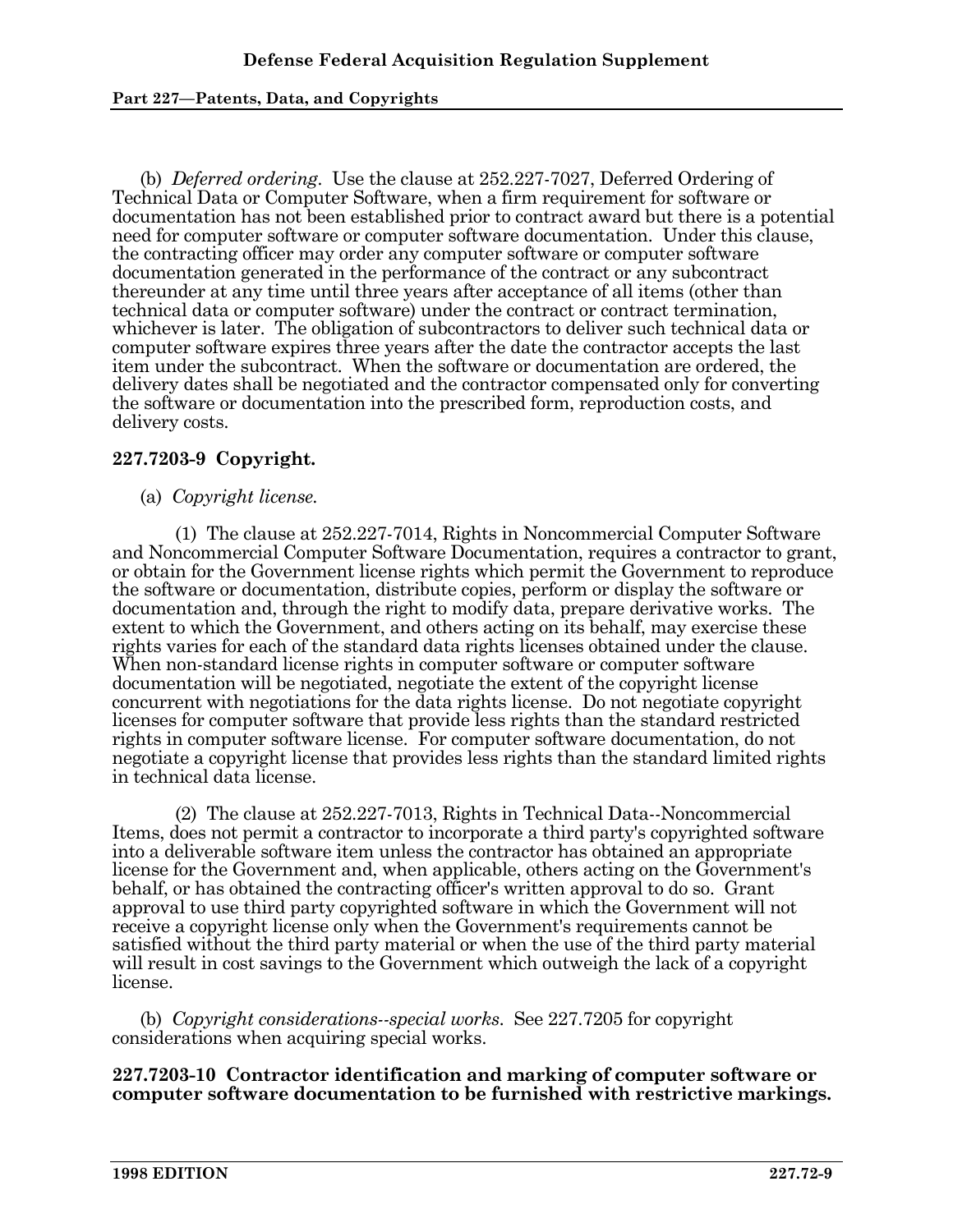(b) *Deferred ordering*. Use the clause at 252.227-7027, Deferred Ordering of Technical Data or Computer Software, when a firm requirement for software or documentation has not been established prior to contract award but there is a potential need for computer software or computer software documentation. Under this clause, the contracting officer may order any computer software or computer software documentation generated in the performance of the contract or any subcontract thereunder at any time until three years after acceptance of all items (other than technical data or computer software) under the contract or contract termination, whichever is later. The obligation of subcontractors to deliver such technical data or computer software expires three years after the date the contractor accepts the last item under the subcontract. When the software or documentation are ordered, the delivery dates shall be negotiated and the contractor compensated only for converting the software or documentation into the prescribed form, reproduction costs, and delivery costs.

### 227.7203-9 Copyright.

(a) *Copyright license.*

(1) The clause at 252.227-7014, Rights in Noncommercial Computer Software and Noncommercial Computer Software Documentation, requires a contractor to grant, or obtain for the Government license rights which permit the Government to reproduce the software or documentation, distribute copies, perform or display the software or documentation and, through the right to modify data, prepare derivative works. The extent to which the Government, and others acting on its behalf, may exercise these rights varies for each of the standard data rights licenses obtained under the clause. When non-standard license rights in computer software or computer software documentation will be negotiated, negotiate the extent of the copyright license concurrent with negotiations for the data rights license. Do not negotiate copyright licenses for computer software that provide less rights than the standard restricted rights in computer software license. For computer software documentation, do not negotiate a copyright license that provides less rights than the standard limited rights in technical data license.

(2) The clause at 252.227-7013, Rights in Technical Data--Noncommercial Items, does not permit a contractor to incorporate a third party's copyrighted software into a deliverable software item unless the contractor has obtained an appropriate license for the Government and, when applicable, others acting on the Government's behalf, or has obtained the contracting officer's written approval to do so. Grant approval to use third party copyrighted software in which the Government will not receive a copyright license only when the Government's requirements cannot be satisfied without the third party material or when the use of the third party material will result in cost savings to the Government which outweigh the lack of a copyright license.

(b) *Copyright considerations--special works.* See 227.7205 for copyright considerations when acquiring special works.

### 227.7203-10 Contractor identification and marking of computer software or computer software documentation to be furnished with restrictive markings.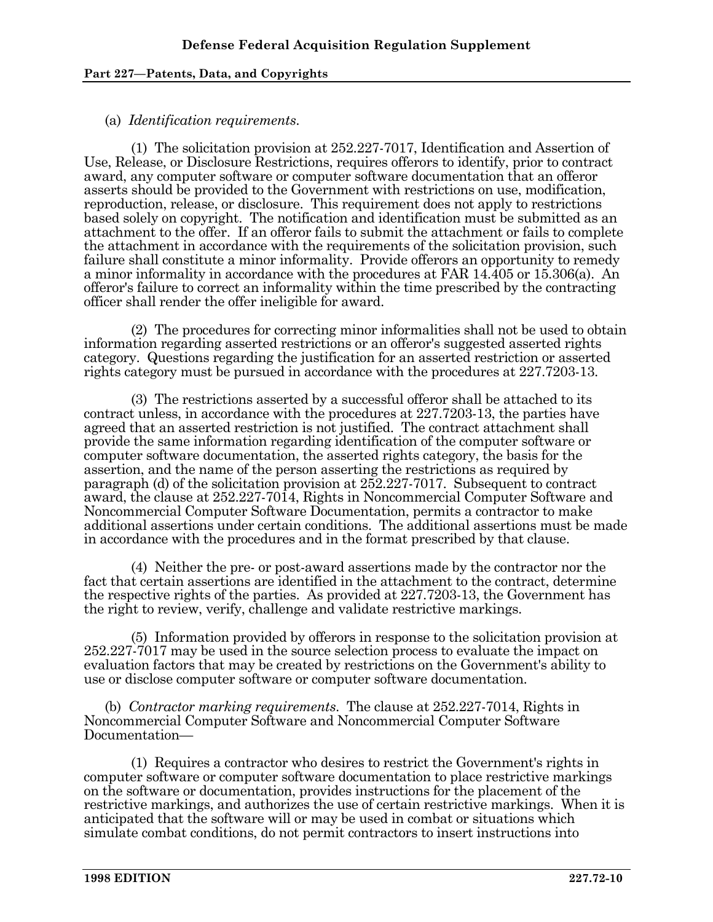(a) *Identification requirements.*

(1) The solicitation provision at 252.227-7017, Identification and Assertion of Use, Release, or Disclosure Restrictions, requires offerors to identify, prior to contract award, any computer software or computer software documentation that an offeror asserts should be provided to the Government with restrictions on use, modification, reproduction, release, or disclosure. This requirement does not apply to restrictions based solely on copyright. The notification and identification must be submitted as an attachment to the offer. If an offeror fails to submit the attachment or fails to complete the attachment in accordance with the requirements of the solicitation provision, such failure shall constitute a minor informality. Provide offerors an opportunity to remedy a minor informality in accordance with the procedures at FAR 14.405 or 15.306(a). An offeror's failure to correct an informality within the time prescribed by the contracting officer shall render the offer ineligible for award.

(2) The procedures for correcting minor informalities shall not be used to obtain information regarding asserted restrictions or an offeror's suggested asserted rights category. Questions regarding the justification for an asserted restriction or asserted rights category must be pursued in accordance with the procedures at 227.7203-13.

(3) The restrictions asserted by a successful offeror shall be attached to its contract unless, in accordance with the procedures at 227.7203-13, the parties have agreed that an asserted restriction is not justified. The contract attachment shall provide the same information regarding identification of the computer software or computer software documentation, the asserted rights category, the basis for the assertion, and the name of the person asserting the restrictions as required by paragraph (d) of the solicitation provision at 252.227-7017. Subsequent to contract award, the clause at 252.227-7014, Rights in Noncommercial Computer Software and Noncommercial Computer Software Documentation, permits a contractor to make additional assertions under certain conditions. The additional assertions must be made in accordance with the procedures and in the format prescribed by that clause.

(4) Neither the pre- or post-award assertions made by the contractor nor the fact that certain assertions are identified in the attachment to the contract, determine the respective rights of the parties. As provided at 227.7203-13, the Government has the right to review, verify, challenge and validate restrictive markings.

(5) Information provided by offerors in response to the solicitation provision at 252.227-7017 may be used in the source selection process to evaluate the impact on evaluation factors that may be created by restrictions on the Government's ability to use or disclose computer software or computer software documentation.

(b) *Contractor marking requirements.* The clause at 252.227-7014, Rights in Noncommercial Computer Software and Noncommercial Computer Software Documentation—

(1) Requires a contractor who desires to restrict the Government's rights in computer software or computer software documentation to place restrictive markings on the software or documentation, provides instructions for the placement of the restrictive markings, and authorizes the use of certain restrictive markings. When it is anticipated that the software will or may be used in combat or situations which simulate combat conditions, do not permit contractors to insert instructions into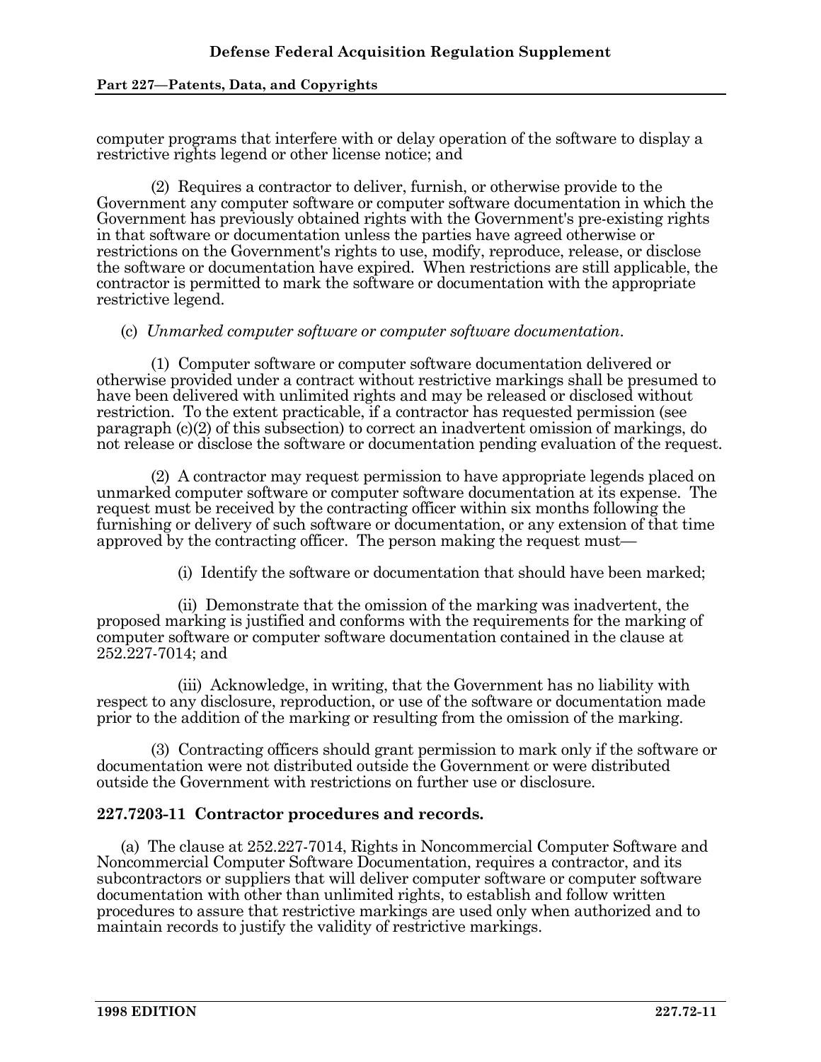computer programs that interfere with or delay operation of the software to display a restrictive rights legend or other license notice; and

(2) Requires a contractor to deliver, furnish, or otherwise provide to the Government any computer software or computer software documentation in which the Government has previously obtained rights with the Government's pre-existing rights in that software or documentation unless the parties have agreed otherwise or restrictions on the Government's rights to use, modify, reproduce, release, or disclose the software or documentation have expired. When restrictions are still applicable, the contractor is permitted to mark the software or documentation with the appropriate restrictive legend.

(c) *Unmarked computer software or computer software documentation*.

(1) Computer software or computer software documentation delivered or otherwise provided under a contract without restrictive markings shall be presumed to have been delivered with unlimited rights and may be released or disclosed without restriction. To the extent practicable, if a contractor has requested permission (see paragraph (c)(2) of this subsection) to correct an inadvertent omission of markings, do not release or disclose the software or documentation pending evaluation of the request.

(2) A contractor may request permission to have appropriate legends placed on unmarked computer software or computer software documentation at its expense. The request must be received by the contracting officer within six months following the furnishing or delivery of such software or documentation, or any extension of that time approved by the contracting officer. The person making the request must—

(i) Identify the software or documentation that should have been marked;

(ii) Demonstrate that the omission of the marking was inadvertent, the proposed marking is justified and conforms with the requirements for the marking of computer software or computer software documentation contained in the clause at 252.227-7014; and

(iii) Acknowledge, in writing, that the Government has no liability with respect to any disclosure, reproduction, or use of the software or documentation made prior to the addition of the marking or resulting from the omission of the marking.

(3) Contracting officers should grant permission to mark only if the software or documentation were not distributed outside the Government or were distributed outside the Government with restrictions on further use or disclosure.

### 227.7203-11 Contractor procedures and records.

(a) The clause at 252.227-7014, Rights in Noncommercial Computer Software and Noncommercial Computer Software Documentation, requires a contractor, and its subcontractors or suppliers that will deliver computer software or computer software documentation with other than unlimited rights, to establish and follow written procedures to assure that restrictive markings are used only when authorized and to maintain records to justify the validity of restrictive markings.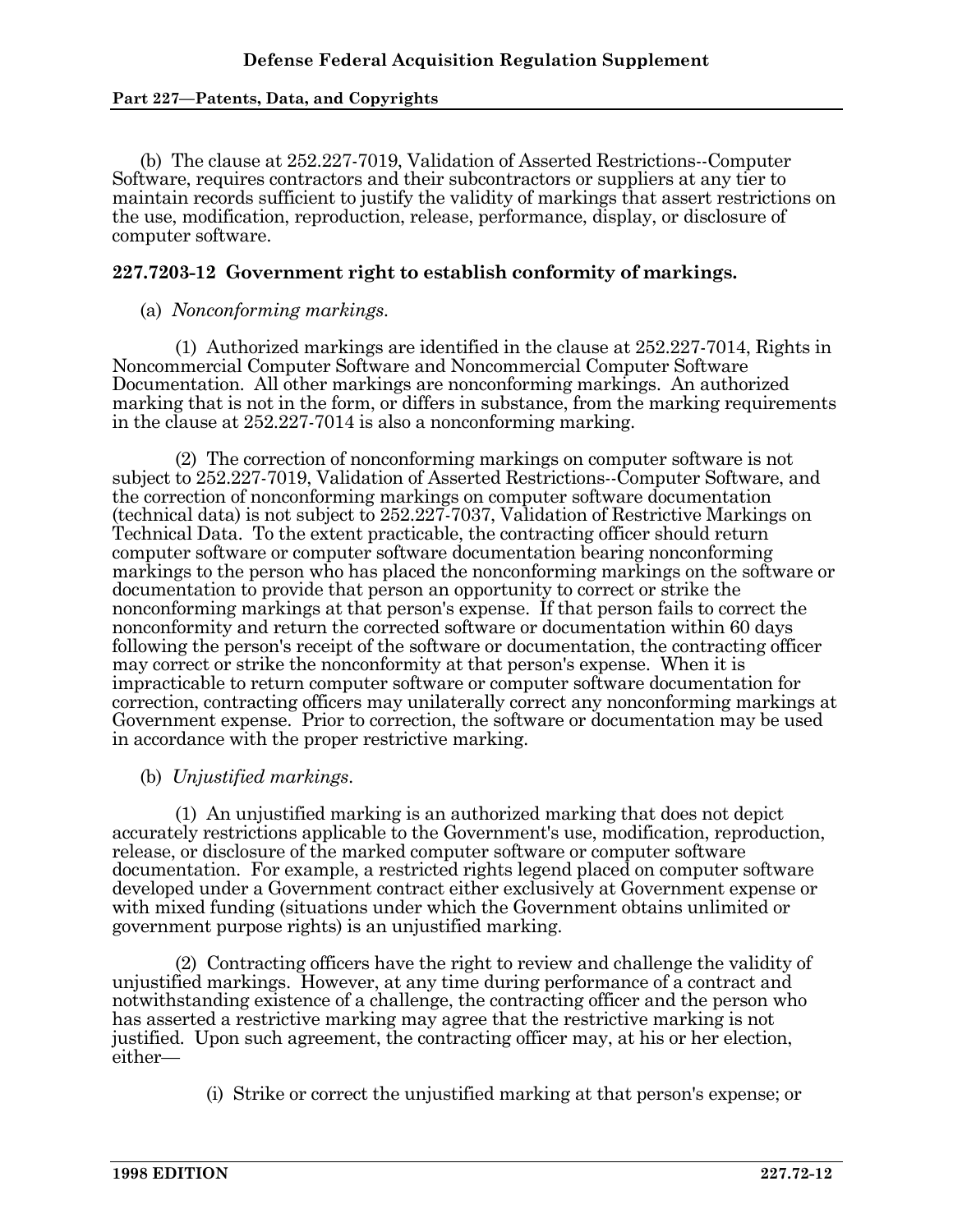(b) The clause at 252.227-7019, Validation of Asserted Restrictions--Computer Software, requires contractors and their subcontractors or suppliers at any tier to maintain records sufficient to justify the validity of markings that assert restrictions on the use, modification, reproduction, release, performance, display, or disclosure of computer software.

## 227.7203-12 Government right to establish conformity of markings.

(a) *Nonconforming markings.*

(1) Authorized markings are identified in the clause at 252.227-7014, Rights in Noncommercial Computer Software and Noncommercial Computer Software Documentation. All other markings are nonconforming markings. An authorized marking that is not in the form, or differs in substance, from the marking requirements in the clause at 252.227-7014 is also a nonconforming marking.

(2) The correction of nonconforming markings on computer software is not subject to 252.227-7019, Validation of Asserted Restrictions--Computer Software, and the correction of nonconforming markings on computer software documentation (technical data) is not subject to 252.227-7037, Validation of Restrictive Markings on Technical Data. To the extent practicable, the contracting officer should return computer software or computer software documentation bearing nonconforming markings to the person who has placed the nonconforming markings on the software or documentation to provide that person an opportunity to correct or strike the nonconforming markings at that person's expense. If that person fails to correct the nonconformity and return the corrected software or documentation within 60 days following the person's receipt of the software or documentation, the contracting officer may correct or strike the nonconformity at that person's expense. When it is impracticable to return computer software or computer software documentation for correction, contracting officers may unilaterally correct any nonconforming markings at Government expense. Prior to correction, the software or documentation may be used in accordance with the proper restrictive marking.

(b) *Unjustified markings.*

(1) An unjustified marking is an authorized marking that does not depict accurately restrictions applicable to the Government's use, modification, reproduction, release, or disclosure of the marked computer software or computer software documentation. For example, a restricted rights legend placed on computer software developed under a Government contract either exclusively at Government expense or with mixed funding (situations under which the Government obtains unlimited or government purpose rights) is an unjustified marking.

(2) Contracting officers have the right to review and challenge the validity of unjustified markings. However, at any time during performance of a contract and notwithstanding existence of a challenge, the contracting officer and the person who has asserted a restrictive marking may agree that the restrictive marking is not justified. Upon such agreement, the contracting officer may, at his or her election, either—

(i) Strike or correct the unjustified marking at that person's expense; or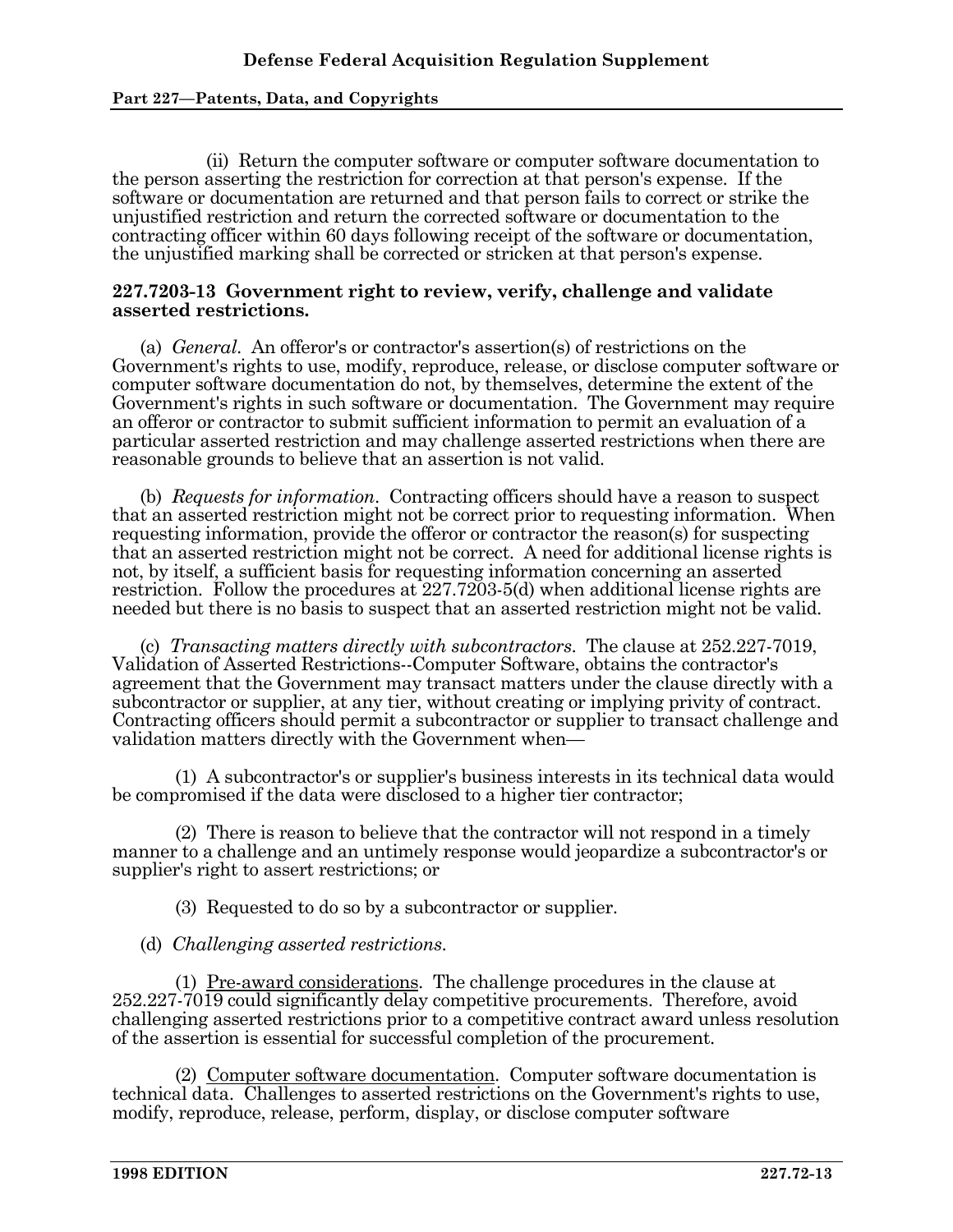(ii) Return the computer software or computer software documentation to the person asserting the restriction for correction at that person's expense. If the software or documentation are returned and that person fails to correct or strike the unjustified restriction and return the corrected software or documentation to the contracting officer within 60 days following receipt of the software or documentation, the unjustified marking shall be corrected or stricken at that person's expense.

**227.7203-13 Government right to review, verify, challenge and validate asserted restrictions.**

(a) *General*. An offeror's or contractor's assertion(s) of restrictions on the Government's rights to use, modify, reproduce, release, or disclose computer software or computer software documentation do not, by themselves, determine the extent of the Government's rights in such software or documentation. The Government may require an offeror or contractor to submit sufficient information to permit an evaluation of a particular asserted restriction and may challenge asserted restrictions when there are reasonable grounds to believe that an assertion is not valid.

(b) *Requests for information*. Contracting officers should have a reason to suspect that an asserted restriction might not be correct prior to requesting information. When requesting information, provide the offeror or contractor the reason(s) for suspecting that an asserted restriction might not be correct. A need for additional license rights is not, by itself, a sufficient basis for requesting information concerning an asserted restriction. Follow the procedures at 227.7203-5(d) when additional license rights are needed but there is no basis to suspect that an asserted restriction might not be valid.

(c) *Transacting matters directly with subcontractors*. The clause at 252.227-7019, Validation of Asserted Restrictions--Computer Software, obtains the contractor's agreement that the Government may transact matters under the clause directly with a subcontractor or supplier, at any tier, without creating or implying privity of contract. Contracting officers should permit a subcontractor or supplier to transact challenge and validation matters directly with the Government when—

(1) A subcontractor's or supplier's business interests in its technical data would be compromised if the data were disclosed to a higher tier contractor;

(2) There is reason to believe that the contractor will not respond in a timely manner to a challenge and an untimely response would jeopardize a subcontractor's or supplier's right to assert restrictions; or

(3) Requested to do so by a subcontractor or supplier.

(d) *Challenging asserted restrictions*.

(1) Pre-award considerations. The challenge procedures in the clause at 252.227-7019 could significantly delay competitive procurements. Therefore, avoid challenging asserted restrictions prior to a competitive contract award unless resolution of the assertion is essential for successful completion of the procurement.

(2) Computer software documentation. Computer software documentation is technical data. Challenges to asserted restrictions on the Government's rights to use, modify, reproduce, release, perform, display, or disclose computer software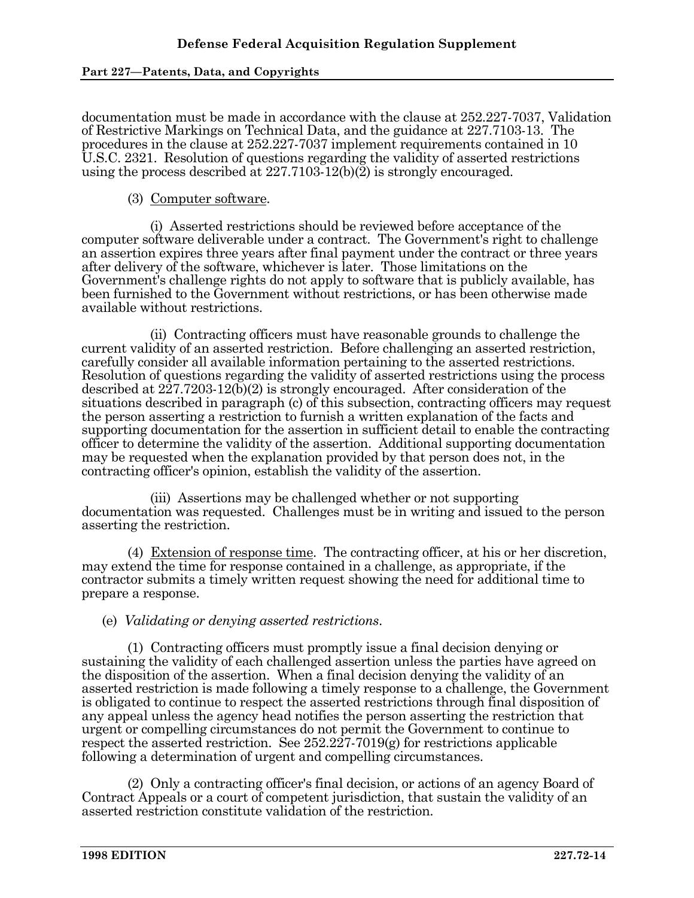documentation must be made in accordance with the clause at 252.227-7037, Validation of Restrictive Markings on Technical Data, and the guidance at 227.7103-13. The procedures in the clause at 252.227-7037 implement requirements contained in 10 U.S.C. 2321. Resolution of questions regarding the validity of asserted restrictions using the process described at 227.7103-12(b)(2) is strongly encouraged.

(3) Computer software.

(i) Asserted restrictions should be reviewed before acceptance of the computer software deliverable under a contract. The Government's right to challenge an assertion expires three years after final payment under the contract or three years after delivery of the software, whichever is later. Those limitations on the Government's challenge rights do not apply to software that is publicly available, has been furnished to the Government without restrictions, or has been otherwise made available without restrictions.

(ii) Contracting officers must have reasonable grounds to challenge the current validity of an asserted restriction. Before challenging an asserted restriction, carefully consider all available information pertaining to the asserted restrictions. Resolution of questions regarding the validity of asserted restrictions using the process described at 227.7203-12(b)(2) is strongly encouraged. After consideration of the situations described in paragraph (c) of this subsection, contracting officers may request the person asserting a restriction to furnish a written explanation of the facts and supporting documentation for the assertion in sufficient detail to enable the contracting officer to determine the validity of the assertion. Additional supporting documentation may be requested when the explanation provided by that person does not, in the contracting officer's opinion, establish the validity of the assertion.

(iii) Assertions may be challenged whether or not supporting documentation was requested. Challenges must be in writing and issued to the person asserting the restriction.

(4) Extension of response time. The contracting officer, at his or her discretion, may extend the time for response contained in a challenge, as appropriate, if the contractor submits a timely written request showing the need for additional time to prepare a response.

(e) *Validating or denying asserted restrictions*.

(1) Contracting officers must promptly issue a final decision denying or sustaining the validity of each challenged assertion unless the parties have agreed on the disposition of the assertion. When a final decision denying the validity of an asserted restriction is made following a timely response to a challenge, the Government is obligated to continue to respect the asserted restrictions through final disposition of any appeal unless the agency head notifies the person asserting the restriction that urgent or compelling circumstances do not permit the Government to continue to respect the asserted restriction. See 252.227-7019(g) for restrictions applicable following a determination of urgent and compelling circumstances.

(2) Only a contracting officer's final decision, or actions of an agency Board of Contract Appeals or a court of competent jurisdiction, that sustain the validity of an asserted restriction constitute validation of the restriction.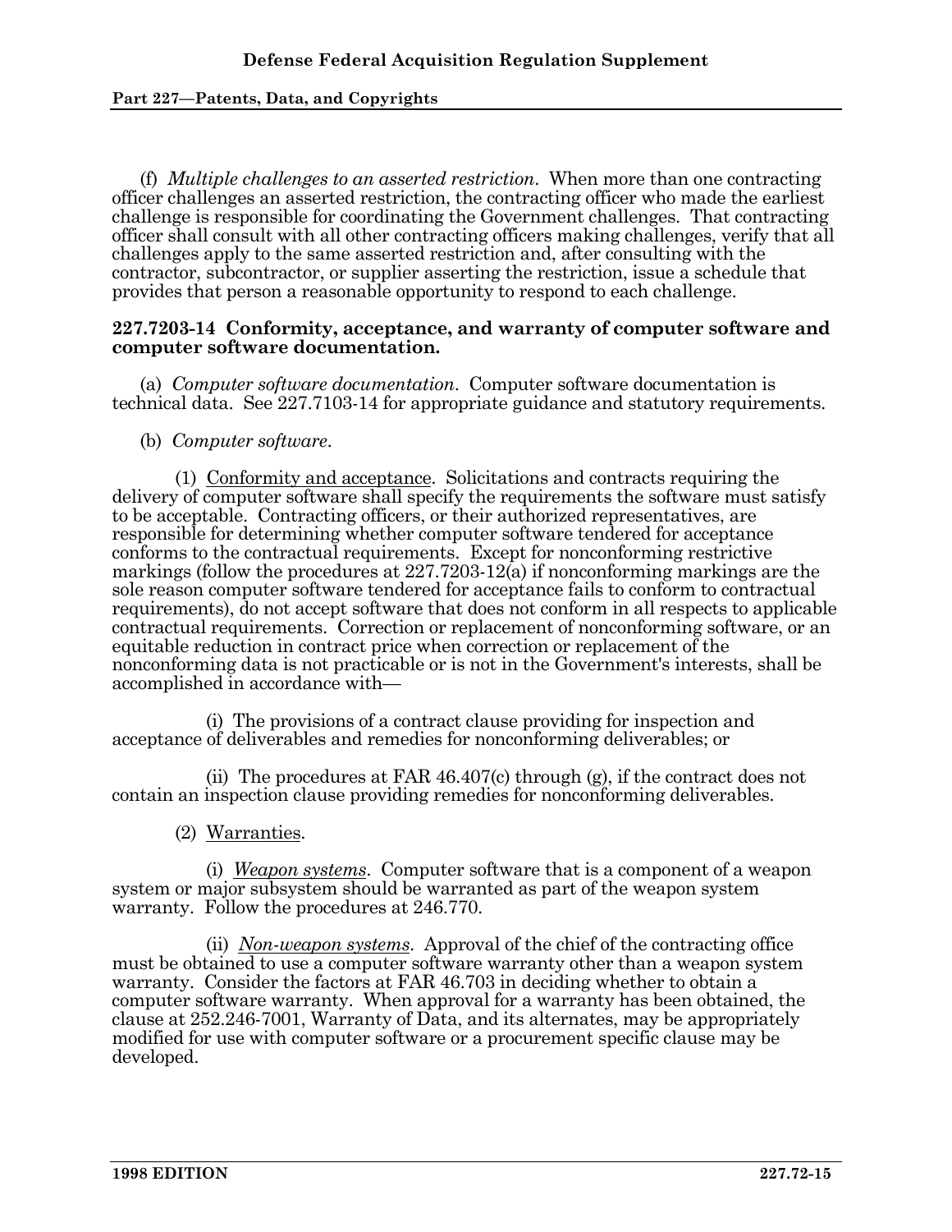(f) *Multiple challenges to an asserted restriction*. When more than one contracting officer challenges an asserted restriction, the contracting officer who made the earliest challenge is responsible for coordinating the Government challenges. That contracting officer shall consult with all other contracting officers making challenges, verify that all challenges apply to the same asserted restriction and, after consulting with the contractor, subcontractor, or supplier asserting the restriction, issue a schedule that provides that person a reasonable opportunity to respond to each challenge.

### 227.7203-14 Conformity, acceptance, and warranty of computer software and computer software documentation.

(a) *Computer software documentation*. Computer software documentation is technical data. See 227.7103-14 for appropriate guidance and statutory requirements.

(b) *Computer software*.

(1) Conformity and acceptance. Solicitations and contracts requiring the delivery of computer software shall specify the requirements the software must satisfy to be acceptable. Contracting officers, or their authorized representatives, are responsible for determining whether computer software tendered for acceptance conforms to the contractual requirements. Except for nonconforming restrictive markings (follow the procedures at 227.7203-12(a) if nonconforming markings are the sole reason computer software tendered for acceptance fails to conform to contractual requirements), do not accept software that does not conform in all respects to applicable contractual requirements. Correction or replacement of nonconforming software, or an equitable reduction in contract price when correction or replacement of the nonconforming data is not practicable or is not in the Government's interests, shall be accomplished in accordance with—

(i) The provisions of a contract clause providing for inspection and acceptance of deliverables and remedies for nonconforming deliverables; or

(ii) The procedures at FAR 46.407(c) through (g), if the contract does not contain an inspection clause providing remedies for nonconforming deliverables.

(2) Warranties.

(i) *Weapon systems*. Computer software that is a component of a weapon system or major subsystem should be warranted as part of the weapon system warranty. Follow the procedures at 246.770.

(ii) *Non-weapon systems*. Approval of the chief of the contracting office must be obtained to use a computer software warranty other than a weapon system warranty. Consider the factors at FAR 46.703 in deciding whether to obtain a computer software warranty. When approval for a warranty has been obtained, the clause at 252.246-7001, Warranty of Data, and its alternates, may be appropriately modified for use with computer software or a procurement specific clause may be developed.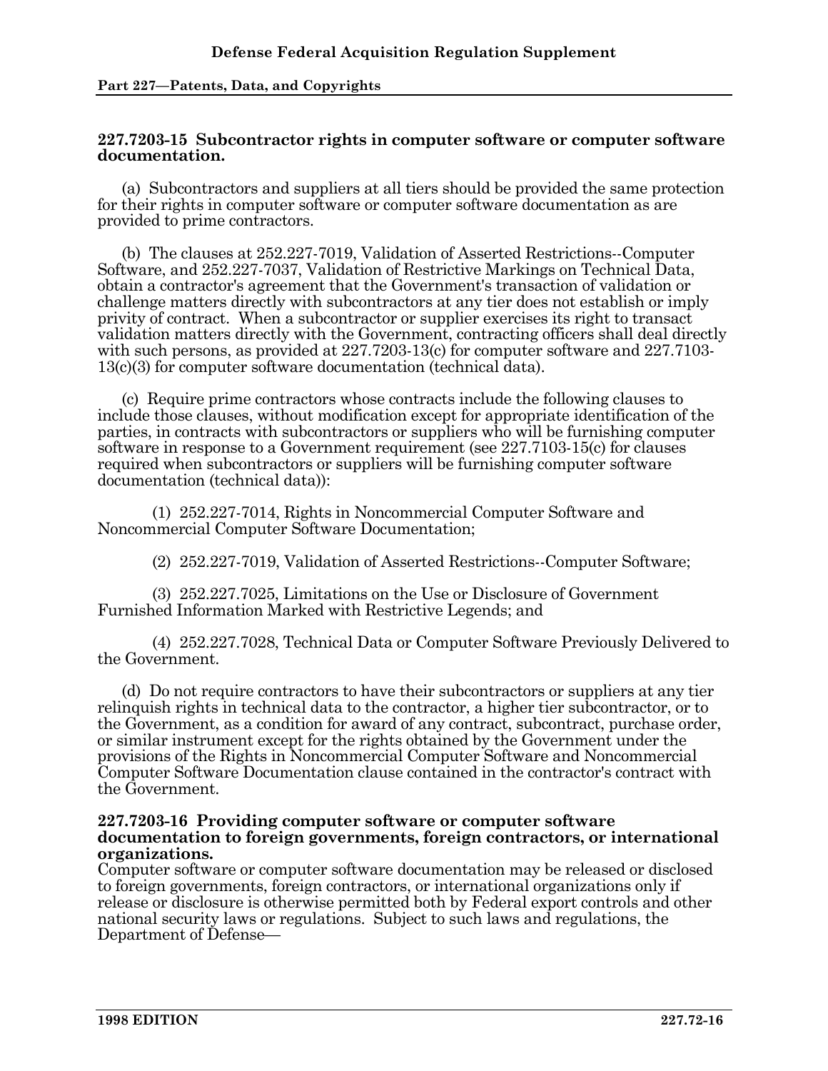### 227.7203-15 Subcontractor rights in computer software or computer software documentation.

(a) Subcontractors and suppliers at all tiers should be provided the same protection for their rights in computer software or computer software documentation as are provided to prime contractors.

(b) The clauses at 252.227-7019, Validation of Asserted Restrictions--Computer Software, and 252.227-7037, Validation of Restrictive Markings on Technical Data, obtain a contractor's agreement that the Government's transaction of validation or challenge matters directly with subcontractors at any tier does not establish or imply privity of contract. When a subcontractor or supplier exercises its right to transact validation matters directly with the Government, contracting officers shall deal directly with such persons, as provided at 227.7203-13(c) for computer software and 227.7103-13(c)(3) for computer software documentation (technical data).

(c) Require prime contractors whose contracts include the following clauses to include those clauses, without modification except for appropriate identification of the parties, in contracts with subcontractors or suppliers who will be furnishing computer software in response to a Government requirement (see 227.7103-15(c) for clauses required when subcontractors or suppliers will be furnishing computer software documentation (technical data)):

(1) 252.227-7014, Rights in Noncommercial Computer Software and Noncommercial Computer Software Documentation;

(2) 252.227-7019, Validation of Asserted Restrictions--Computer Software;

(3) 252.227.7025, Limitations on the Use or Disclosure of Government Furnished Information Marked with Restrictive Legends; and

(4) 252.227.7028, Technical Data or Computer Software Previously Delivered to the Government.

(d) Do not require contractors to have their subcontractors or suppliers at any tier relinquish rights in technical data to the contractor, a higher tier subcontractor, or to the Government, as a condition for award of any contract, subcontract, purchase order, or similar instrument except for the rights obtained by the Government under the provisions of the Rights in Noncommercial Computer Software and Noncommercial Computer Software Documentation clause contained in the contractor's contract with the Government.

### 227.7203-16 Providing computer software or computer software documentation to foreign governments, foreign contractors, or international organizations.

Computer software or computer software documentation may be released or disclosed to foreign governments, foreign contractors, or international organizations only if release or disclosure is otherwise permitted both by Federal export controls and other national security laws or regulations. Subject to such laws and regulations, the Department of Defense—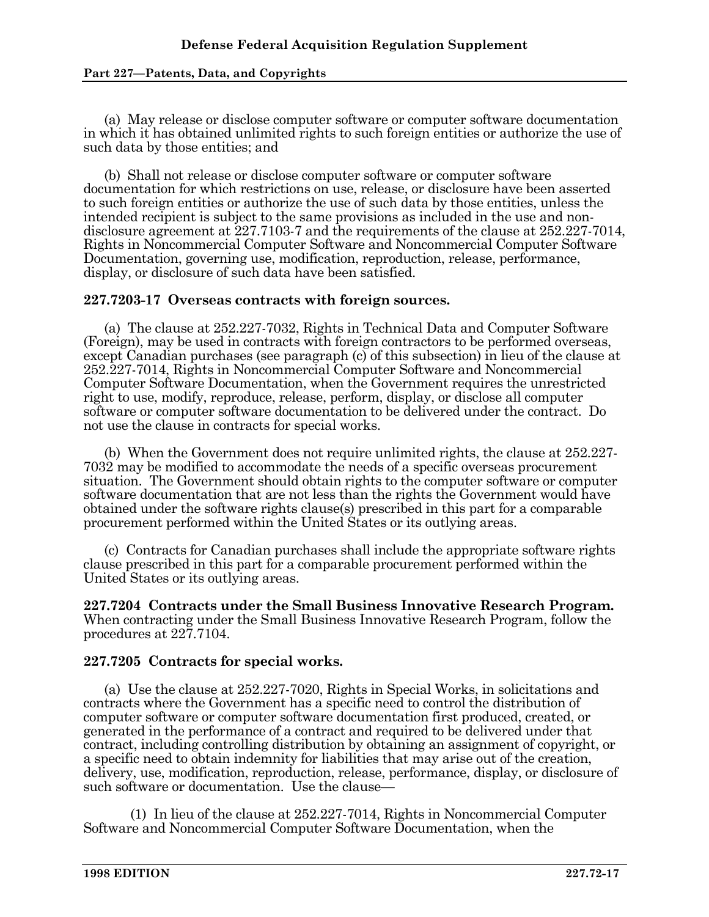(a) May release or disclose computer software or computer software documentation in which it has obtained unlimited rights to such foreign entities or authorize the use of such data by those entities; and

(b) Shall not release or disclose computer software or computer software documentation for which restrictions on use, release, or disclosure have been asserted to such foreign entities or authorize the use of such data by those entities, unless the intended recipient is subject to the same provisions as included in the use and non-disclosure agreement at 227.7103-7 and the requirements of the clause at 252.227-7014, Rights in Noncommercial Computer Software and Noncommercial Computer Software Documentation, governing use, modification, reproduction, release, performance, display, or disclosure of such data have been satisfied.

**227.7203-17 Overseas contracts with foreign sources.**

(a) The clause at 252.227-7032, Rights in Technical Data and Computer Software (Foreign), may be used in contracts with foreign contractors to be performed overseas, except Canadian purchases (see paragraph (c) of this subsection) in lieu of the clause at 252.227-7014, Rights in Noncommercial Computer Software and Noncommercial Computer Software Documentation, when the Government requires the unrestricted right to use, modify, reproduce, release, perform, display, or disclose all computer software or computer software documentation to be delivered under the contract. Do not use the clause in contracts for special works.

(b) When the Government does not require unlimited rights, the clause at 252.227-7032 may be modified to accommodate the needs of a specific overseas procurement situation. The Government should obtain rights to the computer software or computer software documentation that are not less than the rights the Government would have obtained under the software rights clause(s) prescribed in this part for a comparable procurement performed within the United States or its outlying areas.

(c) Contracts for Canadian purchases shall include the appropriate software rights clause prescribed in this part for a comparable procurement performed within the United States or its outlying areas.

**227.7204 Contracts under the Small Business Innovative Research Program.** When contracting under the Small Business Innovative Research Program, follow the procedures at 227.7104.

**227.7205 Contracts for special works.**

(a) Use the clause at 252.227-7020, Rights in Special Works, in solicitations and contracts where the Government has a specific need to control the distribution of computer software or computer software documentation first produced, created, or generated in the performance of a contract and required to be delivered under that contract, including controlling distribution by obtaining an assignment of copyright, or a specific need to obtain indemnity for liabilities that may arise out of the creation, delivery, use, modification, reproduction, release, performance, display, or disclosure of such software or documentation. Use the clause—

(1) In lieu of the clause at 252.227-7014, Rights in Noncommercial Computer Software and Noncommercial Computer Software Documentation, when the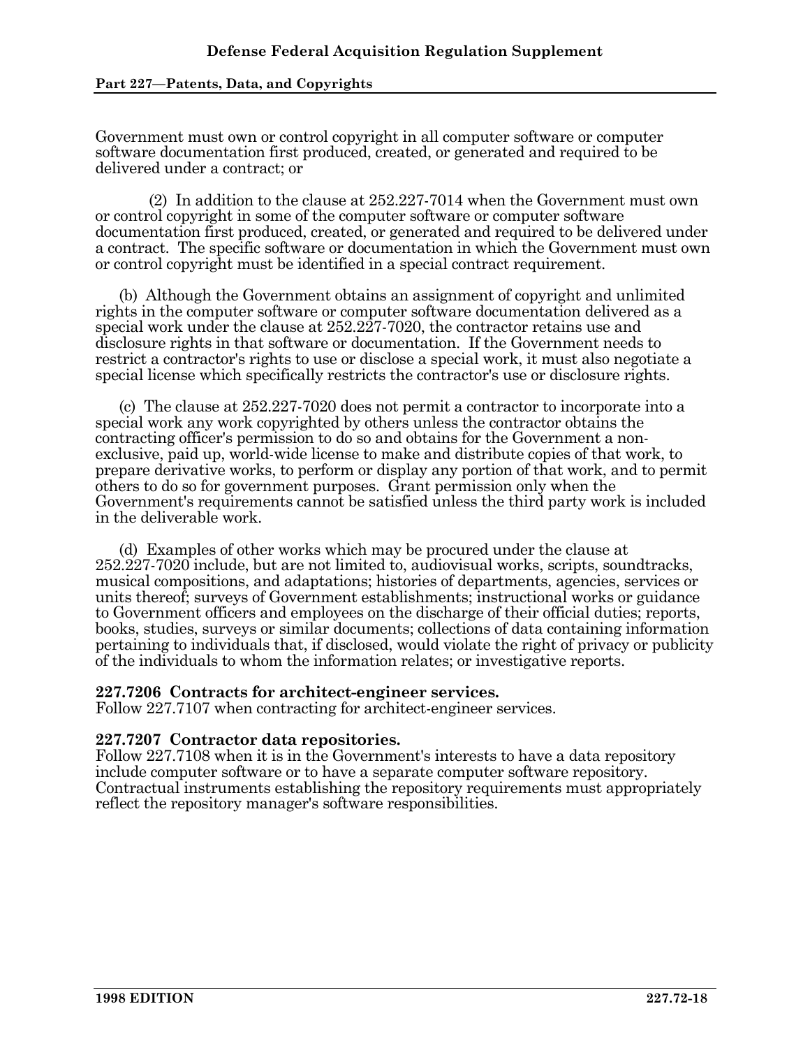Government must own or control copyright in all computer software or computer software documentation first produced, created, or generated and required to be delivered under a contract; or

(2) In addition to the clause at 252.227-7014 when the Government must own or control copyright in some of the computer software or computer software documentation first produced, created, or generated and required to be delivered under a contract. The specific software or documentation in which the Government must own or control copyright must be identified in a special contract requirement.

(b) Although the Government obtains an assignment of copyright and unlimited rights in the computer software or computer software documentation delivered as a special work under the clause at 252.227-7020, the contractor retains use and disclosure rights in that software or documentation. If the Government needs to restrict a contractor's rights to use or disclose a special work, it must also negotiate a special license which specifically restricts the contractor's use or disclosure rights.

(c) The clause at 252.227-7020 does not permit a contractor to incorporate into a special work any work copyrighted by others unless the contractor obtains the contracting officer's permission to do so and obtains for the Government a non-exclusive, paid up, world-wide license to make and distribute copies of that work, to prepare derivative works, to perform or display any portion of that work, and to permit others to do so for government purposes. Grant permission only when the Government's requirements cannot be satisfied unless the third party work is included in the deliverable work.

(d) Examples of other works which may be procured under the clause at 252.227-7020 include, but are not limited to, audiovisual works, scripts, soundtracks, musical compositions, and adaptations; histories of departments, agencies, services or units thereof; surveys of Government establishments; instructional works or guidance to Government officers and employees on the discharge of their official duties; reports, books, studies, surveys or similar documents; collections of data containing information pertaining to individuals that, if disclosed, would violate the right of privacy or publicity of the individuals to whom the information relates; or investigative reports.

**227.7206 Contracts for architect-engineer services.**
Follow 227.7107 when contracting for architect-engineer services.

**227.7207 Contractor data repositories.**
Follow 227.7108 when it is in the Government's interests to have a data repository include computer software or to have a separate computer software repository. Contractual instruments establishing the repository requirements must appropriately reflect the repository manager's software responsibilities.